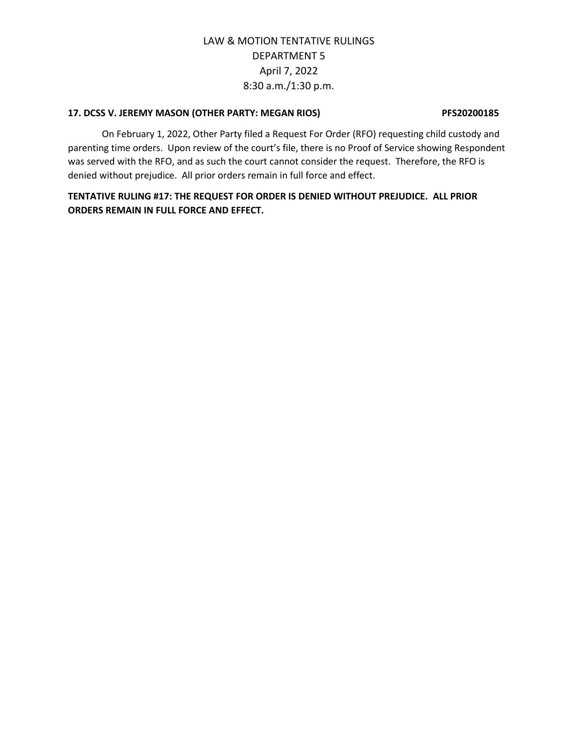# LAW & MOTION TENTATIVE RULINGS
## DEPARTMENT 5
## April 7, 2022
## 8:30 a.m./1:30 p.m.

**17. DCSS V. JEREMY MASON (OTHER PARTY: MEGAN RIOS) PFS20200185**

On February 1, 2022, Other Party filed a Request For Order (RFO) requesting child custody and parenting time orders. Upon review of the court's file, there is no Proof of Service showing Respondent was served with the RFO, and as such the court cannot consider the request. Therefore, the RFO is denied without prejudice. All prior orders remain in full force and effect.

**TENTATIVE RULING #17: THE REQUEST FOR ORDER IS DENIED WITHOUT PREJUDICE. ALL PRIOR ORDERS REMAIN IN FULL FORCE AND EFFECT.**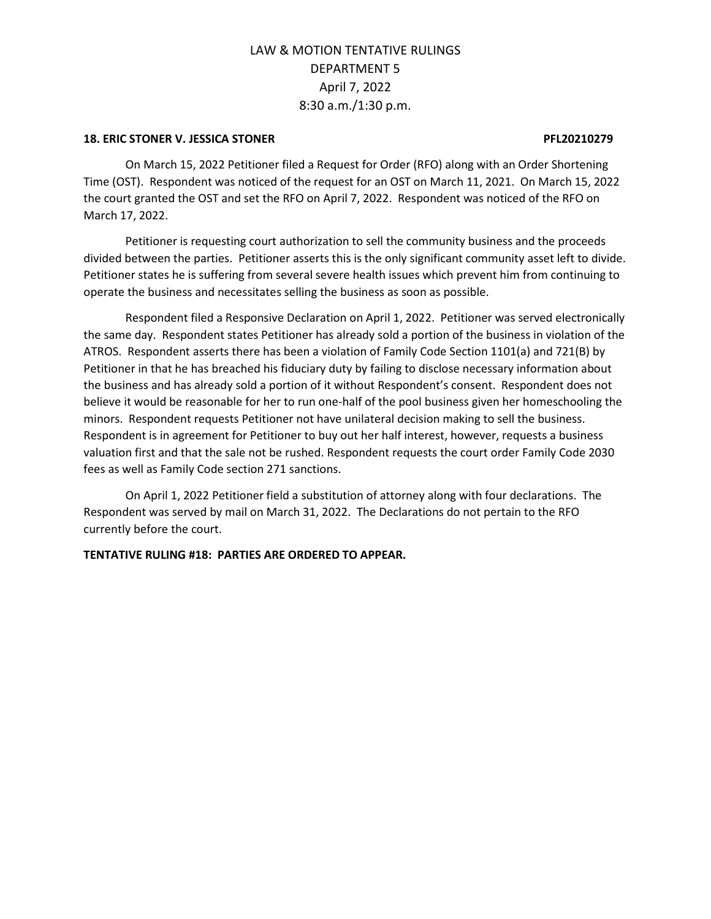# LAW & MOTION TENTATIVE RULINGS
## DEPARTMENT 5
## April 7, 2022
## 8:30 a.m./1:30 p.m.

**18. ERIC STONER V. JESSICA STONER PFL20210279**

On March 15, 2022 Petitioner filed a Request for Order (RFO) along with an Order Shortening Time (OST). Respondent was noticed of the request for an OST on March 11, 2021. On March 15, 2022 the court granted the OST and set the RFO on April 7, 2022. Respondent was noticed of the RFO on March 17, 2022.

Petitioner is requesting court authorization to sell the community business and the proceeds divided between the parties. Petitioner asserts this is the only significant community asset left to divide. Petitioner states he is suffering from several severe health issues which prevent him from continuing to operate the business and necessitates selling the business as soon as possible.

Respondent filed a Responsive Declaration on April 1, 2022. Petitioner was served electronically the same day. Respondent states Petitioner has already sold a portion of the business in violation of the ATROS. Respondent asserts there has been a violation of Family Code Section 1101(a) and 721(B) by Petitioner in that he has breached his fiduciary duty by failing to disclose necessary information about the business and has already sold a portion of it without Respondent's consent. Respondent does not believe it would be reasonable for her to run one-half of the pool business given her homeschooling the minors. Respondent requests Petitioner not have unilateral decision making to sell the business. Respondent is in agreement for Petitioner to buy out her half interest, however, requests a business valuation first and that the sale not be rushed. Respondent requests the court order Family Code 2030 fees as well as Family Code section 271 sanctions.

On April 1, 2022 Petitioner field a substitution of attorney along with four declarations. The Respondent was served by mail on March 31, 2022. The Declarations do not pertain to the RFO currently before the court.

**TENTATIVE RULING #18: PARTIES ARE ORDERED TO APPEAR.**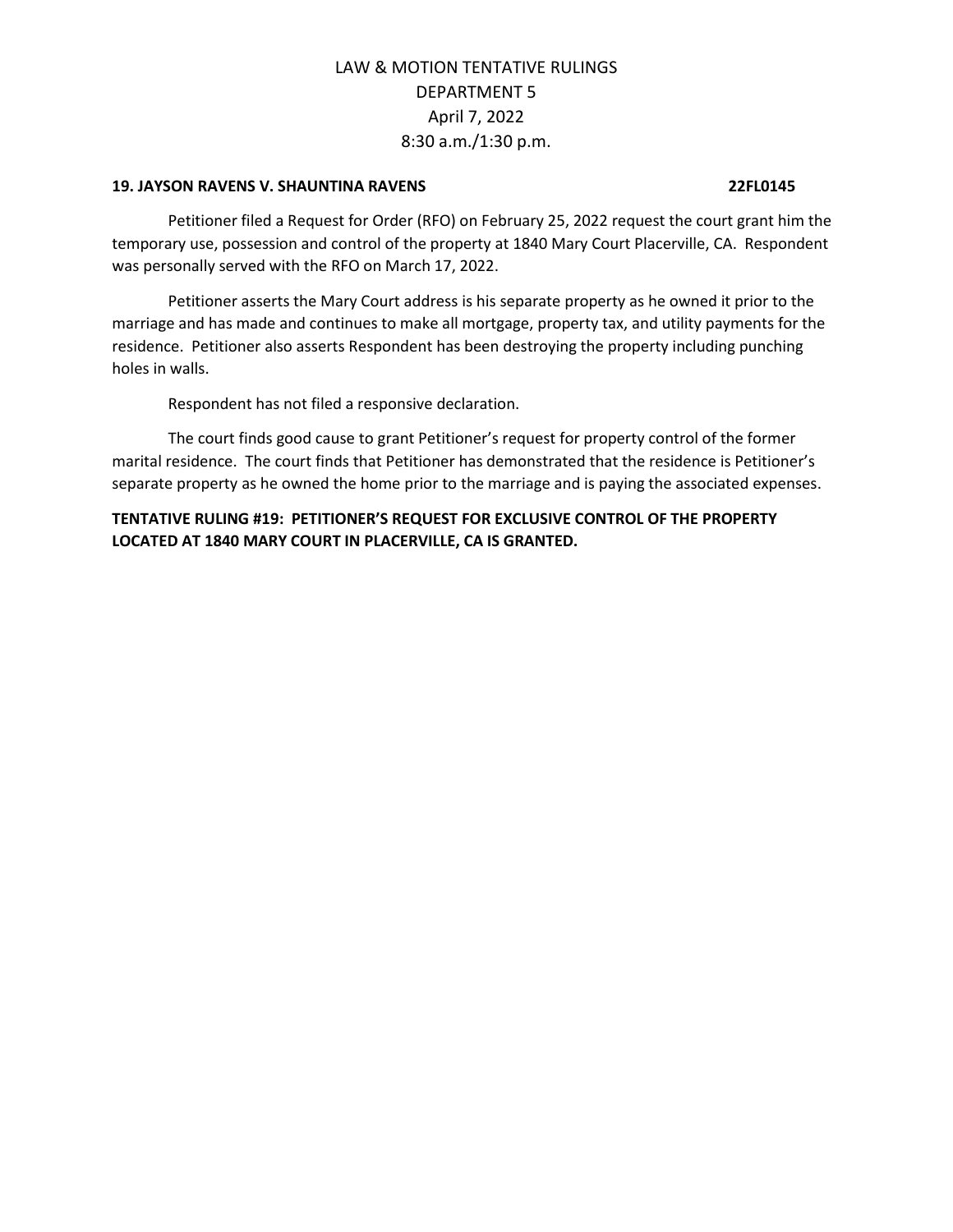LAW & MOTION TENTATIVE RULINGS
DEPARTMENT 5
April 7, 2022
8:30 a.m./1:30 p.m.

**19. JAYSON RAVENS V. SHAUNTINA RAVENS 22FL0145**

Petitioner filed a Request for Order (RFO) on February 25, 2022 request the court grant him the temporary use, possession and control of the property at 1840 Mary Court Placerville, CA. Respondent was personally served with the RFO on March 17, 2022.

Petitioner asserts the Mary Court address is his separate property as he owned it prior to the marriage and has made and continues to make all mortgage, property tax, and utility payments for the residence. Petitioner also asserts Respondent has been destroying the property including punching holes in walls.

Respondent has not filed a responsive declaration.

The court finds good cause to grant Petitioner's request for property control of the former marital residence. The court finds that Petitioner has demonstrated that the residence is Petitioner's separate property as he owned the home prior to the marriage and is paying the associated expenses.

**TENTATIVE RULING #19: PETITIONER'S REQUEST FOR EXCLUSIVE CONTROL OF THE PROPERTY LOCATED AT 1840 MARY COURT IN PLACERVILLE, CA IS GRANTED.**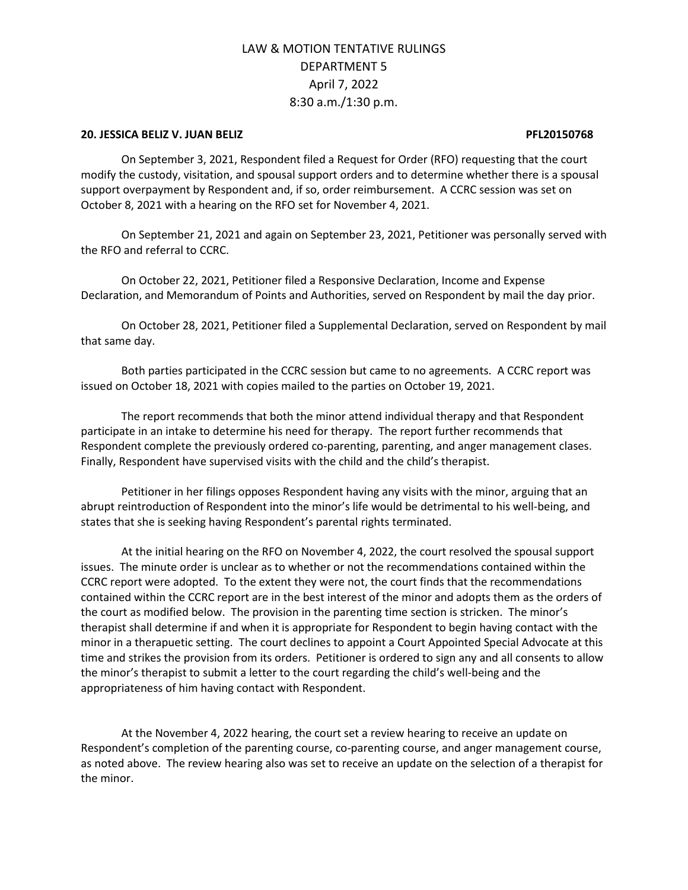LAW & MOTION TENTATIVE RULINGS
DEPARTMENT 5
April 7, 2022
8:30 a.m./1:30 p.m.

**20. JESSICA BELIZ V. JUAN BELIZ PFL20150768**

On September 3, 2021, Respondent filed a Request for Order (RFO) requesting that the court modify the custody, visitation, and spousal support orders and to determine whether there is a spousal support overpayment by Respondent and, if so, order reimbursement. A CCRC session was set on October 8, 2021 with a hearing on the RFO set for November 4, 2021.

On September 21, 2021 and again on September 23, 2021, Petitioner was personally served with the RFO and referral to CCRC.

On October 22, 2021, Petitioner filed a Responsive Declaration, Income and Expense Declaration, and Memorandum of Points and Authorities, served on Respondent by mail the day prior.

On October 28, 2021, Petitioner filed a Supplemental Declaration, served on Respondent by mail that same day.

Both parties participated in the CCRC session but came to no agreements. A CCRC report was issued on October 18, 2021 with copies mailed to the parties on October 19, 2021.

The report recommends that both the minor attend individual therapy and that Respondent participate in an intake to determine his need for therapy. The report further recommends that Respondent complete the previously ordered co-parenting, parenting, and anger management clases. Finally, Respondent have supervised visits with the child and the child's therapist.

Petitioner in her filings opposes Respondent having any visits with the minor, arguing that an abrupt reintroduction of Respondent into the minor's life would be detrimental to his well-being, and states that she is seeking having Respondent's parental rights terminated.

At the initial hearing on the RFO on November 4, 2022, the court resolved the spousal support issues. The minute order is unclear as to whether or not the recommendations contained within the CCRC report were adopted. To the extent they were not, the court finds that the recommendations contained within the CCRC report are in the best interest of the minor and adopts them as the orders of the court as modified below. The provision in the parenting time section is stricken. The minor's therapist shall determine if and when it is appropriate for Respondent to begin having contact with the minor in a therapuetic setting. The court declines to appoint a Court Appointed Special Advocate at this time and strikes the provision from its orders. Petitioner is ordered to sign any and all consents to allow the minor's therapist to submit a letter to the court regarding the child's well-being and the appropriateness of him having contact with Respondent.

At the November 4, 2022 hearing, the court set a review hearing to receive an update on Respondent's completion of the parenting course, co-parenting course, and anger management course, as noted above. The review hearing also was set to receive an update on the selection of a therapist for the minor.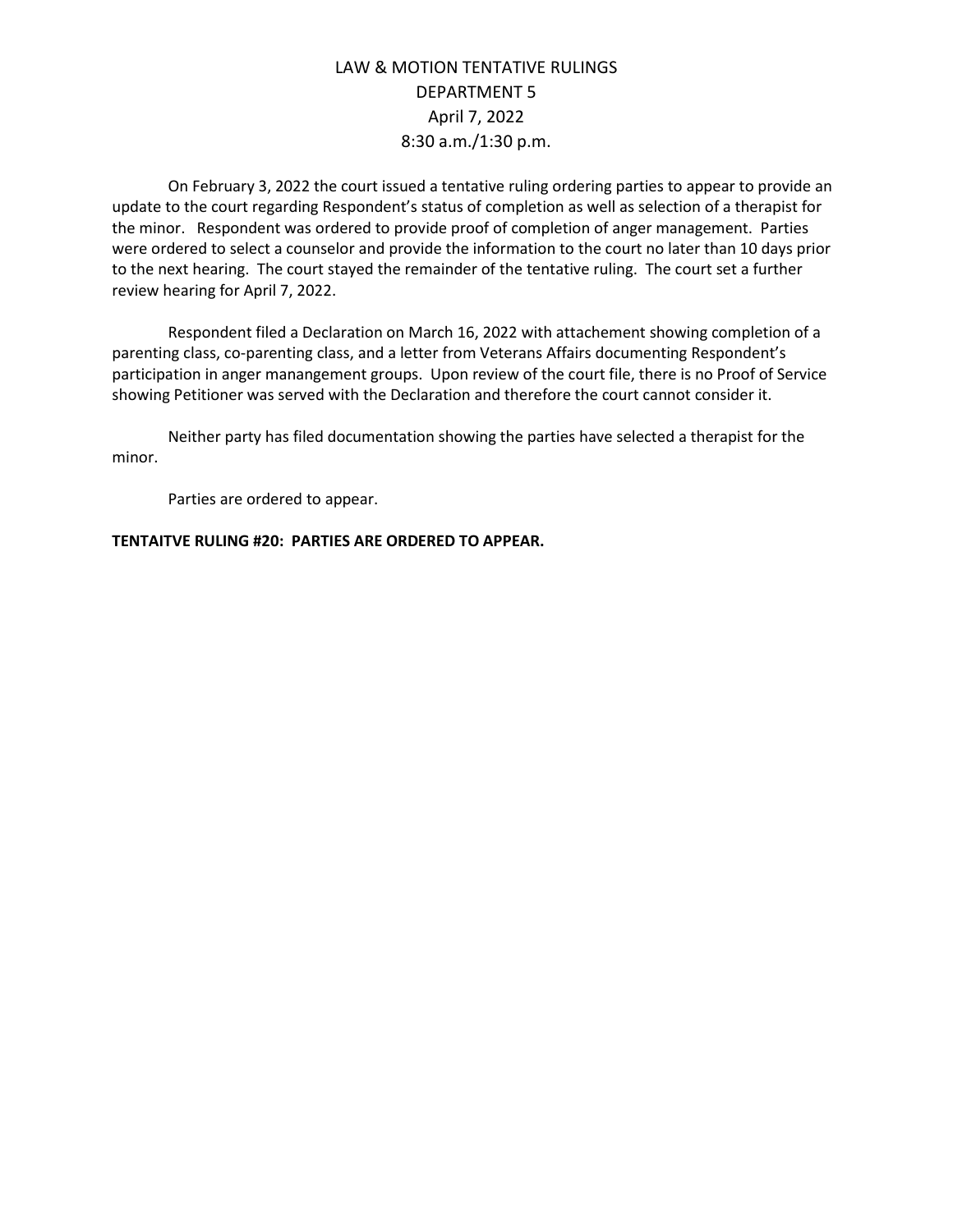# LAW & MOTION TENTATIVE RULINGS
## DEPARTMENT 5
## April 7, 2022
## 8:30 a.m./1:30 p.m.

On February 3, 2022 the court issued a tentative ruling ordering parties to appear to provide an update to the court regarding Respondent's status of completion as well as selection of a therapist for the minor. Respondent was ordered to provide proof of completion of anger management. Parties were ordered to select a counselor and provide the information to the court no later than 10 days prior to the next hearing. The court stayed the remainder of the tentative ruling. The court set a further review hearing for April 7, 2022.

Respondent filed a Declaration on March 16, 2022 with attachement showing completion of a parenting class, co-parenting class, and a letter from Veterans Affairs documenting Respondent's participation in anger manangement groups. Upon review of the court file, there is no Proof of Service showing Petitioner was served with the Declaration and therefore the court cannot consider it.

Neither party has filed documentation showing the parties have selected a therapist for the minor.

Parties are ordered to appear.

**TENTAITVE RULING #20: PARTIES ARE ORDERED TO APPEAR.**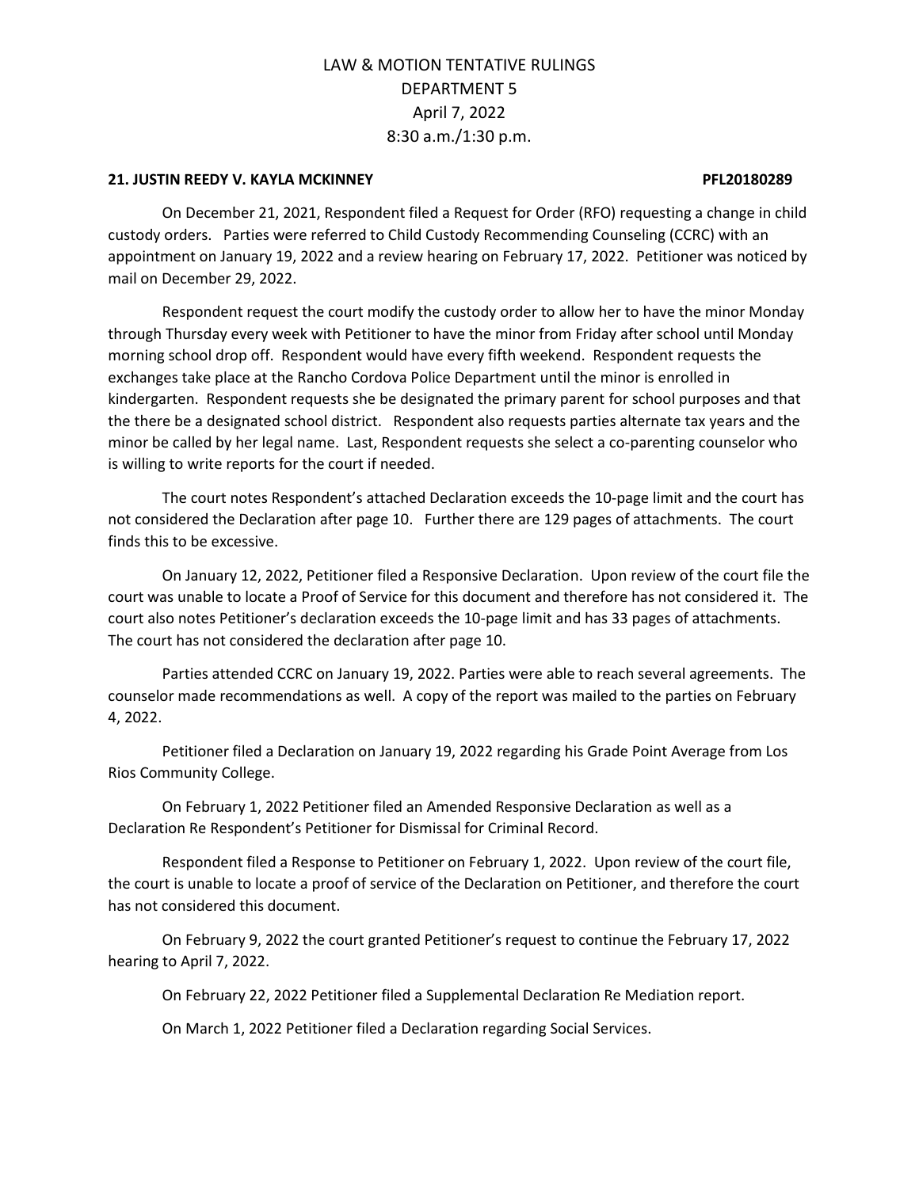# LAW & MOTION TENTATIVE RULINGS
## DEPARTMENT 5
## April 7, 2022
## 8:30 a.m./1:30 p.m.

**21. JUSTIN REEDY V. KAYLA MCKINNEY PFL20180289**

On December 21, 2021, Respondent filed a Request for Order (RFO) requesting a change in child custody orders. Parties were referred to Child Custody Recommending Counseling (CCRC) with an appointment on January 19, 2022 and a review hearing on February 17, 2022. Petitioner was noticed by mail on December 29, 2022.

Respondent request the court modify the custody order to allow her to have the minor Monday through Thursday every week with Petitioner to have the minor from Friday after school until Monday morning school drop off. Respondent would have every fifth weekend. Respondent requests the exchanges take place at the Rancho Cordova Police Department until the minor is enrolled in kindergarten. Respondent requests she be designated the primary parent for school purposes and that the there be a designated school district. Respondent also requests parties alternate tax years and the minor be called by her legal name. Last, Respondent requests she select a co-parenting counselor who is willing to write reports for the court if needed.

The court notes Respondent's attached Declaration exceeds the 10-page limit and the court has not considered the Declaration after page 10. Further there are 129 pages of attachments. The court finds this to be excessive.

On January 12, 2022, Petitioner filed a Responsive Declaration. Upon review of the court file the court was unable to locate a Proof of Service for this document and therefore has not considered it. The court also notes Petitioner's declaration exceeds the 10-page limit and has 33 pages of attachments. The court has not considered the declaration after page 10.

Parties attended CCRC on January 19, 2022. Parties were able to reach several agreements. The counselor made recommendations as well. A copy of the report was mailed to the parties on February 4, 2022.

Petitioner filed a Declaration on January 19, 2022 regarding his Grade Point Average from Los Rios Community College.

On February 1, 2022 Petitioner filed an Amended Responsive Declaration as well as a Declaration Re Respondent's Petitioner for Dismissal for Criminal Record.

Respondent filed a Response to Petitioner on February 1, 2022. Upon review of the court file, the court is unable to locate a proof of service of the Declaration on Petitioner, and therefore the court has not considered this document.

On February 9, 2022 the court granted Petitioner's request to continue the February 17, 2022 hearing to April 7, 2022.

On February 22, 2022 Petitioner filed a Supplemental Declaration Re Mediation report.

On March 1, 2022 Petitioner filed a Declaration regarding Social Services.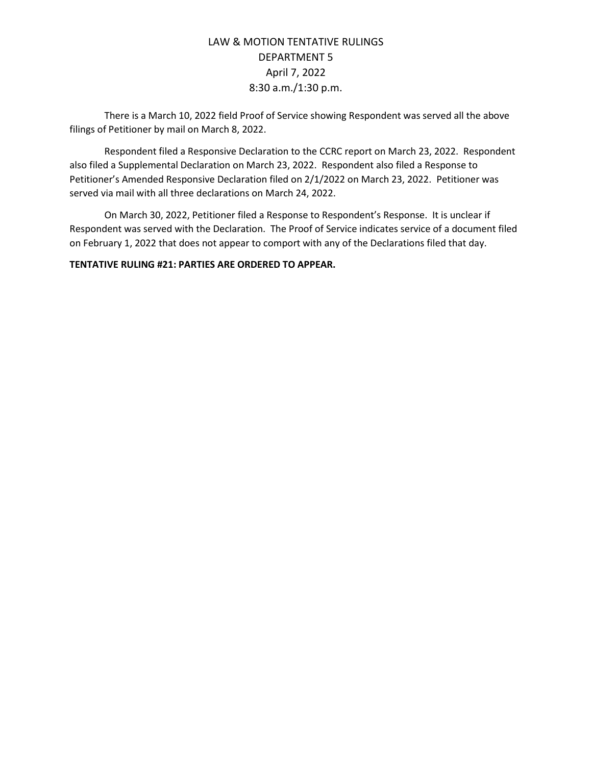There is a March 10, 2022 field Proof of Service showing Respondent was served all the above filings of Petitioner by mail on March 8, 2022.

Respondent filed a Responsive Declaration to the CCRC report on March 23, 2022. Respondent also filed a Supplemental Declaration on March 23, 2022. Respondent also filed a Response to Petitioner's Amended Responsive Declaration filed on 2/1/2022 on March 23, 2022. Petitioner was served via mail with all three declarations on March 24, 2022.

On March 30, 2022, Petitioner filed a Response to Respondent's Response. It is unclear if Respondent was served with the Declaration. The Proof of Service indicates service of a document filed on February 1, 2022 that does not appear to comport with any of the Declarations filed that day.

**TENTATIVE RULING #21: PARTIES ARE ORDERED TO APPEAR.**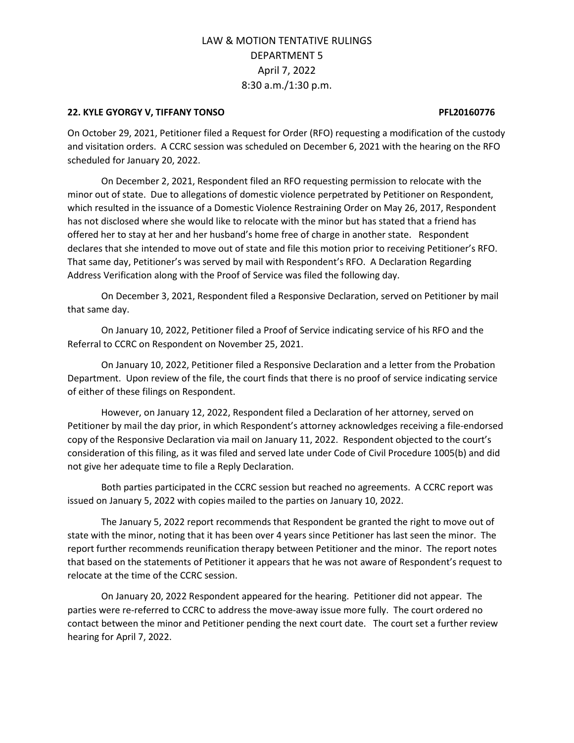# LAW & MOTION TENTATIVE RULINGS
## DEPARTMENT 5
## April 7, 2022
## 8:30 a.m./1:30 p.m.

**22. KYLE GYORGY V, TIFFANY TONSO PFL20160776**

On October 29, 2021, Petitioner filed a Request for Order (RFO) requesting a modification of the custody and visitation orders. A CCRC session was scheduled on December 6, 2021 with the hearing on the RFO scheduled for January 20, 2022.

On December 2, 2021, Respondent filed an RFO requesting permission to relocate with the minor out of state. Due to allegations of domestic violence perpetrated by Petitioner on Respondent, which resulted in the issuance of a Domestic Violence Restraining Order on May 26, 2017, Respondent has not disclosed where she would like to relocate with the minor but has stated that a friend has offered her to stay at her and her husband's home free of charge in another state. Respondent declares that she intended to move out of state and file this motion prior to receiving Petitioner's RFO. That same day, Petitioner's was served by mail with Respondent's RFO. A Declaration Regarding Address Verification along with the Proof of Service was filed the following day.

On December 3, 2021, Respondent filed a Responsive Declaration, served on Petitioner by mail that same day.

On January 10, 2022, Petitioner filed a Proof of Service indicating service of his RFO and the Referral to CCRC on Respondent on November 25, 2021.

On January 10, 2022, Petitioner filed a Responsive Declaration and a letter from the Probation Department. Upon review of the file, the court finds that there is no proof of service indicating service of either of these filings on Respondent.

However, on January 12, 2022, Respondent filed a Declaration of her attorney, served on Petitioner by mail the day prior, in which Respondent's attorney acknowledges receiving a file-endorsed copy of the Responsive Declaration via mail on January 11, 2022. Respondent objected to the court's consideration of this filing, as it was filed and served late under Code of Civil Procedure 1005(b) and did not give her adequate time to file a Reply Declaration.

Both parties participated in the CCRC session but reached no agreements. A CCRC report was issued on January 5, 2022 with copies mailed to the parties on January 10, 2022.

The January 5, 2022 report recommends that Respondent be granted the right to move out of state with the minor, noting that it has been over 4 years since Petitioner has last seen the minor. The report further recommends reunification therapy between Petitioner and the minor. The report notes that based on the statements of Petitioner it appears that he was not aware of Respondent's request to relocate at the time of the CCRC session.

On January 20, 2022 Respondent appeared for the hearing. Petitioner did not appear. The parties were re-referred to CCRC to address the move-away issue more fully. The court ordered no contact between the minor and Petitioner pending the next court date. The court set a further review hearing for April 7, 2022.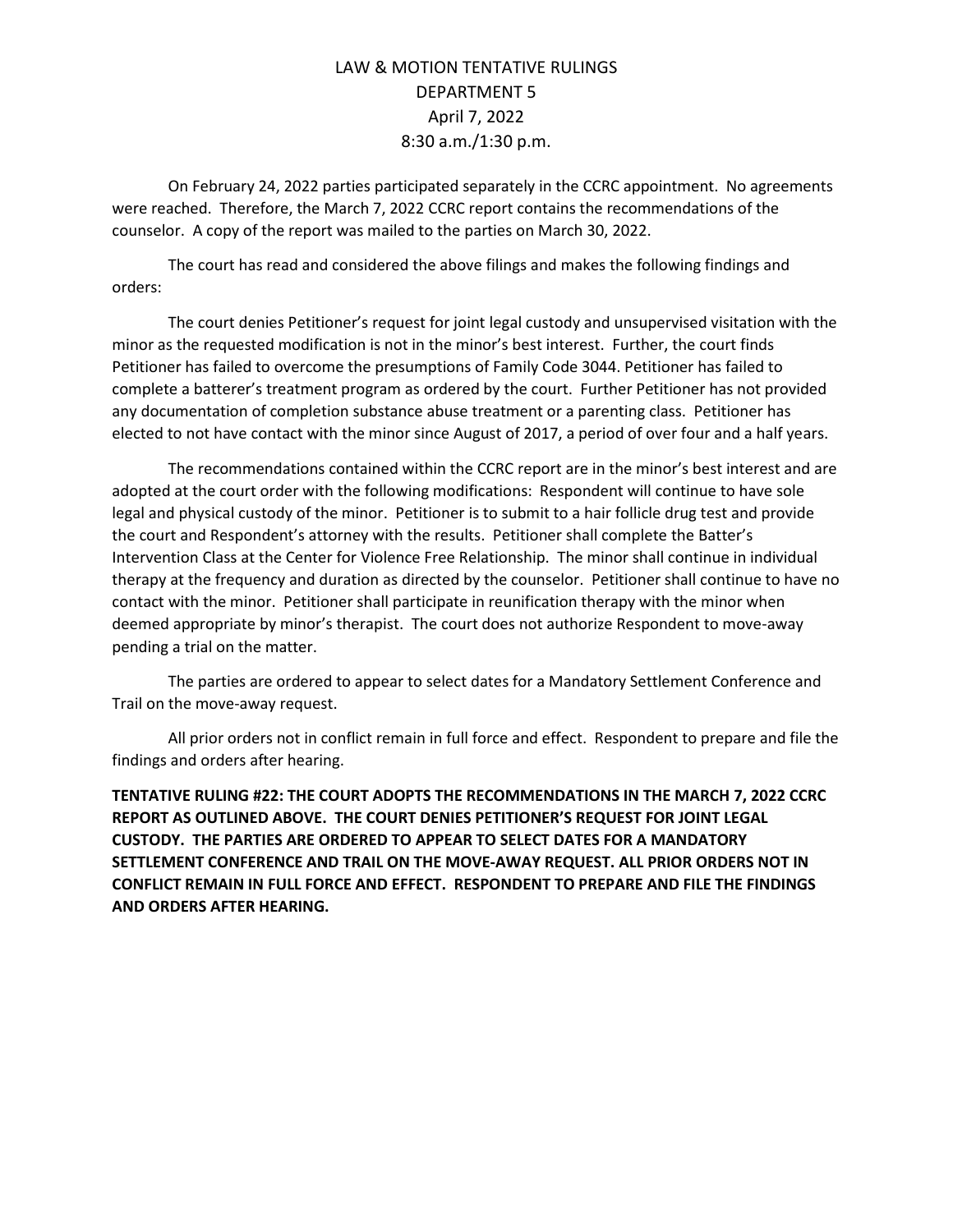LAW & MOTION TENTATIVE RULINGS
DEPARTMENT 5
April 7, 2022
8:30 a.m./1:30 p.m.

On February 24, 2022 parties participated separately in the CCRC appointment. No agreements were reached. Therefore, the March 7, 2022 CCRC report contains the recommendations of the counselor. A copy of the report was mailed to the parties on March 30, 2022.

The court has read and considered the above filings and makes the following findings and orders:

The court denies Petitioner's request for joint legal custody and unsupervised visitation with the minor as the requested modification is not in the minor's best interest. Further, the court finds Petitioner has failed to overcome the presumptions of Family Code 3044. Petitioner has failed to complete a batterer's treatment program as ordered by the court. Further Petitioner has not provided any documentation of completion substance abuse treatment or a parenting class. Petitioner has elected to not have contact with the minor since August of 2017, a period of over four and a half years.

The recommendations contained within the CCRC report are in the minor's best interest and are adopted at the court order with the following modifications: Respondent will continue to have sole legal and physical custody of the minor. Petitioner is to submit to a hair follicle drug test and provide the court and Respondent's attorney with the results. Petitioner shall complete the Batter's Intervention Class at the Center for Violence Free Relationship. The minor shall continue in individual therapy at the frequency and duration as directed by the counselor. Petitioner shall continue to have no contact with the minor. Petitioner shall participate in reunification therapy with the minor when deemed appropriate by minor's therapist. The court does not authorize Respondent to move-away pending a trial on the matter.

The parties are ordered to appear to select dates for a Mandatory Settlement Conference and Trail on the move-away request.

All prior orders not in conflict remain in full force and effect. Respondent to prepare and file the findings and orders after hearing.

**TENTATIVE RULING #22: THE COURT ADOPTS THE RECOMMENDATIONS IN THE MARCH 7, 2022 CCRC REPORT AS OUTLINED ABOVE. THE COURT DENIES PETITIONER'S REQUEST FOR JOINT LEGAL CUSTODY. THE PARTIES ARE ORDERED TO APPEAR TO SELECT DATES FOR A MANDATORY SETTLEMENT CONFERENCE AND TRAIL ON THE MOVE-AWAY REQUEST. ALL PRIOR ORDERS NOT IN CONFLICT REMAIN IN FULL FORCE AND EFFECT. RESPONDENT TO PREPARE AND FILE THE FINDINGS AND ORDERS AFTER HEARING.**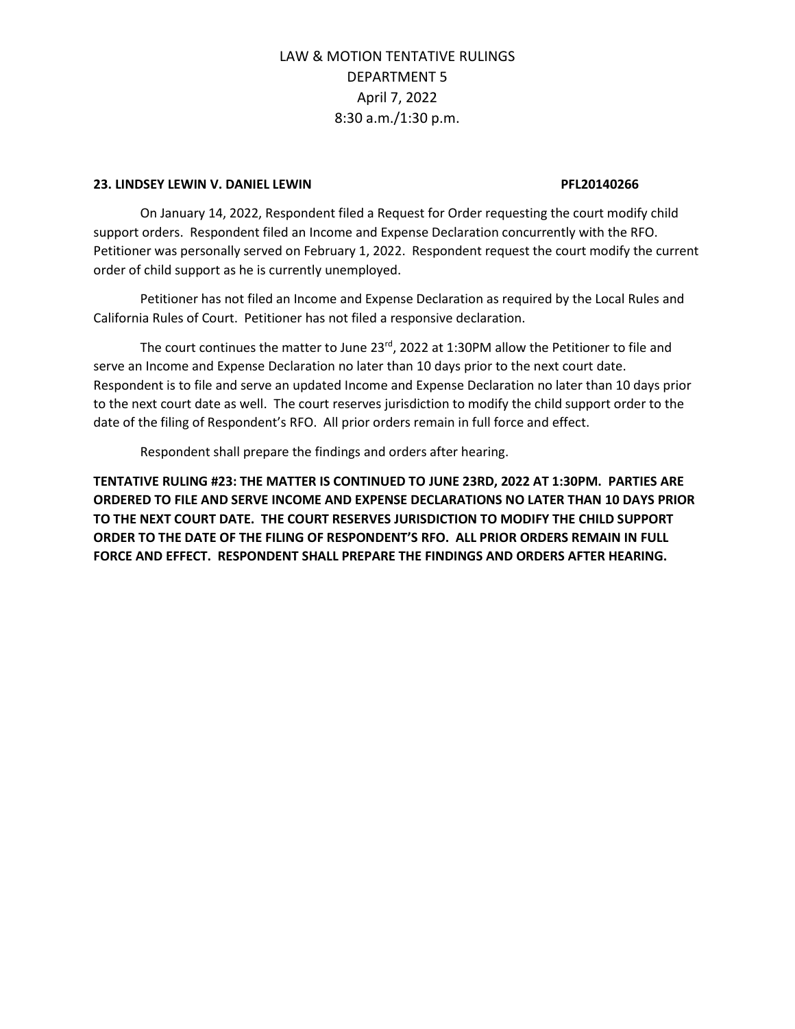LAW & MOTION TENTATIVE RULINGS
DEPARTMENT 5
April 7, 2022
8:30 a.m./1:30 p.m.

**23. LINDSEY LEWIN V. DANIEL LEWIN PFL20140266**

On January 14, 2022, Respondent filed a Request for Order requesting the court modify child support orders. Respondent filed an Income and Expense Declaration concurrently with the RFO. Petitioner was personally served on February 1, 2022. Respondent request the court modify the current order of child support as he is currently unemployed.

Petitioner has not filed an Income and Expense Declaration as required by the Local Rules and California Rules of Court. Petitioner has not filed a responsive declaration.

The court continues the matter to June 23rd, 2022 at 1:30PM allow the Petitioner to file and serve an Income and Expense Declaration no later than 10 days prior to the next court date. Respondent is to file and serve an updated Income and Expense Declaration no later than 10 days prior to the next court date as well. The court reserves jurisdiction to modify the child support order to the date of the filing of Respondent's RFO. All prior orders remain in full force and effect.

Respondent shall prepare the findings and orders after hearing.

**TENTATIVE RULING #23: THE MATTER IS CONTINUED TO JUNE 23RD, 2022 AT 1:30PM. PARTIES ARE ORDERED TO FILE AND SERVE INCOME AND EXPENSE DECLARATIONS NO LATER THAN 10 DAYS PRIOR TO THE NEXT COURT DATE. THE COURT RESERVES JURISDICTION TO MODIFY THE CHILD SUPPORT ORDER TO THE DATE OF THE FILING OF RESPONDENT'S RFO. ALL PRIOR ORDERS REMAIN IN FULL FORCE AND EFFECT. RESPONDENT SHALL PREPARE THE FINDINGS AND ORDERS AFTER HEARING.**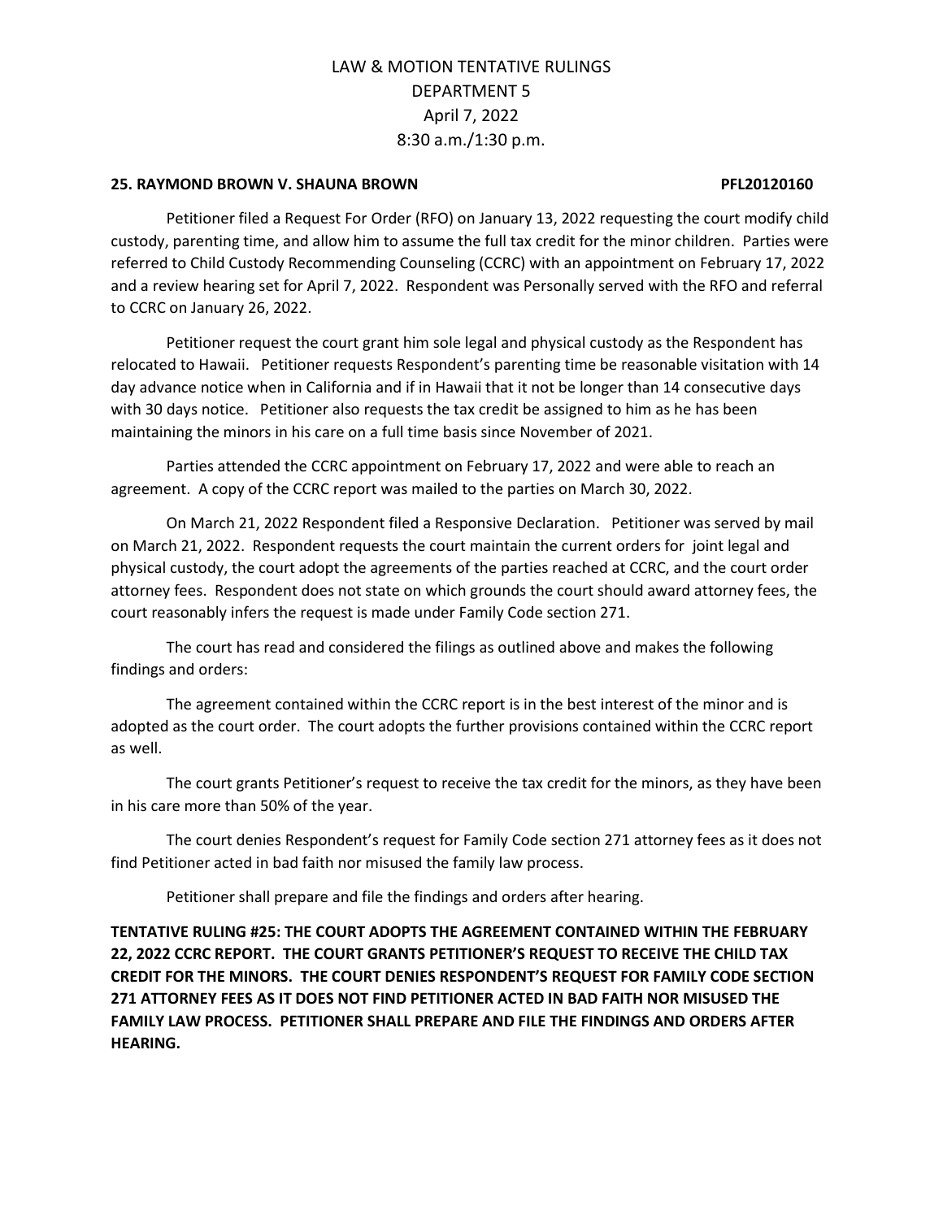LAW & MOTION TENTATIVE RULINGS
DEPARTMENT 5
April 7, 2022
8:30 a.m./1:30 p.m.

**25. RAYMOND BROWN V. SHAUNA BROWN PFL20120160**

Petitioner filed a Request For Order (RFO) on January 13, 2022 requesting the court modify child custody, parenting time, and allow him to assume the full tax credit for the minor children. Parties were referred to Child Custody Recommending Counseling (CCRC) with an appointment on February 17, 2022 and a review hearing set for April 7, 2022. Respondent was Personally served with the RFO and referral to CCRC on January 26, 2022.

Petitioner request the court grant him sole legal and physical custody as the Respondent has relocated to Hawaii. Petitioner requests Respondent's parenting time be reasonable visitation with 14 day advance notice when in California and if in Hawaii that it not be longer than 14 consecutive days with 30 days notice. Petitioner also requests the tax credit be assigned to him as he has been maintaining the minors in his care on a full time basis since November of 2021.

Parties attended the CCRC appointment on February 17, 2022 and were able to reach an agreement. A copy of the CCRC report was mailed to the parties on March 30, 2022.

On March 21, 2022 Respondent filed a Responsive Declaration. Petitioner was served by mail on March 21, 2022. Respondent requests the court maintain the current orders for joint legal and physical custody, the court adopt the agreements of the parties reached at CCRC, and the court order attorney fees. Respondent does not state on which grounds the court should award attorney fees, the court reasonably infers the request is made under Family Code section 271.

The court has read and considered the filings as outlined above and makes the following findings and orders:

The agreement contained within the CCRC report is in the best interest of the minor and is adopted as the court order. The court adopts the further provisions contained within the CCRC report as well.

The court grants Petitioner's request to receive the tax credit for the minors, as they have been in his care more than 50% of the year.

The court denies Respondent's request for Family Code section 271 attorney fees as it does not find Petitioner acted in bad faith nor misused the family law process.

Petitioner shall prepare and file the findings and orders after hearing.

**TENTATIVE RULING #25: THE COURT ADOPTS THE AGREEMENT CONTAINED WITHIN THE FEBRUARY 22, 2022 CCRC REPORT. THE COURT GRANTS PETITIONER'S REQUEST TO RECEIVE THE CHILD TAX CREDIT FOR THE MINORS. THE COURT DENIES RESPONDENT'S REQUEST FOR FAMILY CODE SECTION 271 ATTORNEY FEES AS IT DOES NOT FIND PETITIONER ACTED IN BAD FAITH NOR MISUSED THE FAMILY LAW PROCESS. PETITIONER SHALL PREPARE AND FILE THE FINDINGS AND ORDERS AFTER HEARING.**